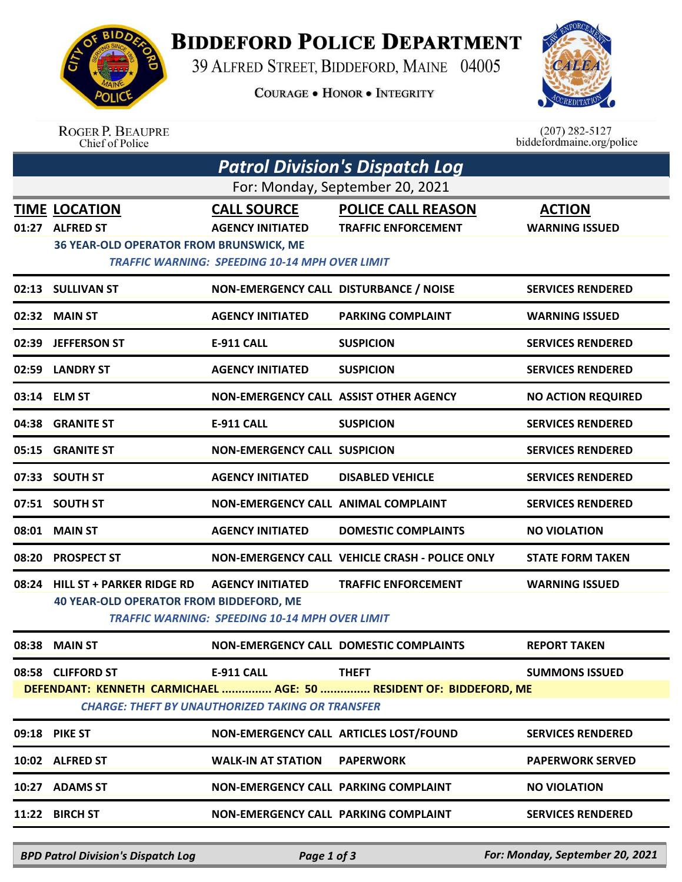# BIDDEFORD POLICE DEPARTMENT

39 ALFRED STREET, BIDDEFORD, MAINE 04005

COURAGE • HONOR • INTEGRITY

ROGER P. BEAUPRE
Chief of Police

(207) 282-5127
biddefordmaine.org/police

## *Patrol Division's Dispatch Log*

For: Monday, September 20, 2021

| TIME | LOCATION | CALL SOURCE | POLICE CALL REASON | ACTION |
|---|---|---|---|---|
| 01:27 | ALFRED ST | AGENCY INITIATED | TRAFFIC ENFORCEMENT | WARNING ISSUED |
| | 36 YEAR-OLD OPERATOR FROM BRUNSWICK, ME<br>*TRAFFIC WARNING: SPEEDING 10-14 MPH OVER LIMIT* | | | |
| 02:13 | SULLIVAN ST | NON-EMERGENCY CALL | DISTURBANCE / NOISE | SERVICES RENDERED |
| 02:32 | MAIN ST | AGENCY INITIATED | PARKING COMPLAINT | WARNING ISSUED |
| 02:39 | JEFFERSON ST | E-911 CALL | SUSPICION | SERVICES RENDERED |
| 02:59 | LANDRY ST | AGENCY INITIATED | SUSPICION | SERVICES RENDERED |
| 03:14 | ELM ST | NON-EMERGENCY CALL | ASSIST OTHER AGENCY | NO ACTION REQUIRED |
| 04:38 | GRANITE ST | E-911 CALL | SUSPICION | SERVICES RENDERED |
| 05:15 | GRANITE ST | NON-EMERGENCY CALL | SUSPICION | SERVICES RENDERED |
| 07:33 | SOUTH ST | AGENCY INITIATED | DISABLED VEHICLE | SERVICES RENDERED |
| 07:51 | SOUTH ST | NON-EMERGENCY CALL | ANIMAL COMPLAINT | SERVICES RENDERED |
| 08:01 | MAIN ST | AGENCY INITIATED | DOMESTIC COMPLAINTS | NO VIOLATION |
| 08:20 | PROSPECT ST | NON-EMERGENCY CALL | VEHICLE CRASH - POLICE ONLY | STATE FORM TAKEN |
| 08:24 | HILL ST + PARKER RIDGE RD | AGENCY INITIATED | TRAFFIC ENFORCEMENT | WARNING ISSUED |
| | 40 YEAR-OLD OPERATOR FROM BIDDEFORD, ME<br>*TRAFFIC WARNING: SPEEDING 10-14 MPH OVER LIMIT* | | | |
| 08:38 | MAIN ST | NON-EMERGENCY CALL | DOMESTIC COMPLAINTS | REPORT TAKEN |
| 08:58 | CLIFFORD ST | E-911 CALL | THEFT | SUMMONS ISSUED |
| | DEFENDANT: KENNETH CARMICHAEL ............... AGE: 50 ............... RESIDENT OF: BIDDEFORD, ME<br>*CHARGE: THEFT BY UNAUTHORIZED TAKING OR TRANSFER* | | | |
| 09:18 | PIKE ST | NON-EMERGENCY CALL | ARTICLES LOST/FOUND | SERVICES RENDERED |
| 10:02 | ALFRED ST | WALK-IN AT STATION | PAPERWORK | PAPERWORK SERVED |
| 10:27 | ADAMS ST | NON-EMERGENCY CALL | PARKING COMPLAINT | NO VIOLATION |
| 11:22 | BIRCH ST | NON-EMERGENCY CALL | PARKING COMPLAINT | SERVICES RENDERED |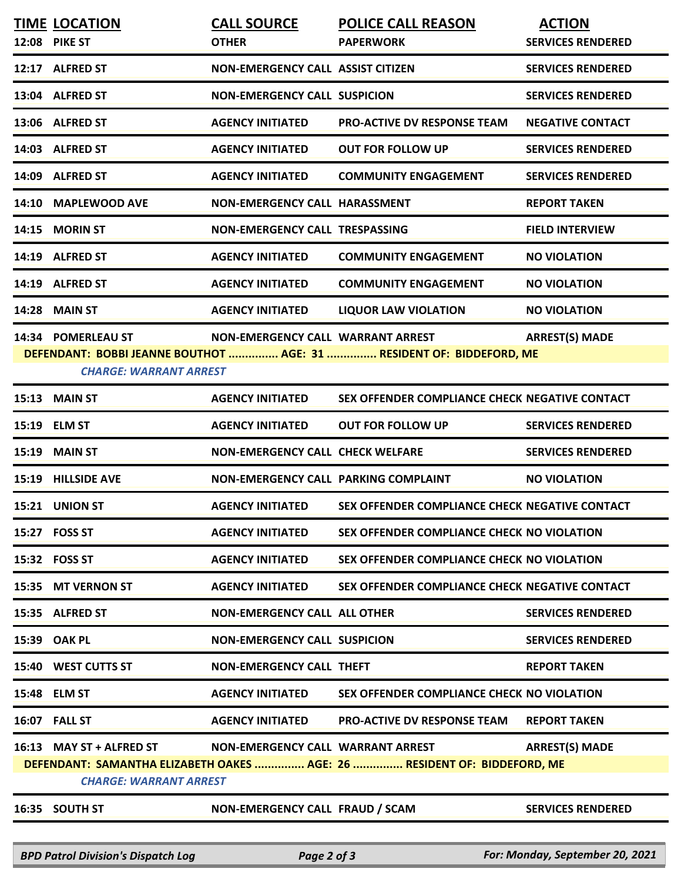| TIME | LOCATION | CALL SOURCE | POLICE CALL REASON | ACTION |
|---|---|---|---|---|
| 12:08 | PIKE ST | OTHER | PAPERWORK | SERVICES RENDERED |
| 12:17 | ALFRED ST | NON-EMERGENCY CALL | ASSIST CITIZEN | SERVICES RENDERED |
| 13:04 | ALFRED ST | NON-EMERGENCY CALL | SUSPICION | SERVICES RENDERED |
| 13:06 | ALFRED ST | AGENCY INITIATED | PRO-ACTIVE DV RESPONSE TEAM | NEGATIVE CONTACT |
| 14:03 | ALFRED ST | AGENCY INITIATED | OUT FOR FOLLOW UP | SERVICES RENDERED |
| 14:09 | ALFRED ST | AGENCY INITIATED | COMMUNITY ENGAGEMENT | SERVICES RENDERED |
| 14:10 | MAPLEWOOD AVE | NON-EMERGENCY CALL | HARASSMENT | REPORT TAKEN |
| 14:15 | MORIN ST | NON-EMERGENCY CALL | TRESPASSING | FIELD INTERVIEW |
| 14:19 | ALFRED ST | AGENCY INITIATED | COMMUNITY ENGAGEMENT | NO VIOLATION |
| 14:19 | ALFRED ST | AGENCY INITIATED | COMMUNITY ENGAGEMENT | NO VIOLATION |
| 14:28 | MAIN ST | AGENCY INITIATED | LIQUOR LAW VIOLATION | NO VIOLATION |
| 14:34 | POMERLEAU ST | NON-EMERGENCY CALL | WARRANT ARREST | ARREST(S) MADE |
| | DEFENDANT: BOBBI JEANNE BOUTHOT ............... AGE: 31 ............... RESIDENT OF: BIDDEFORD, ME | | | |
| | *CHARGE: WARRANT ARREST* | | | |
| 15:13 | MAIN ST | AGENCY INITIATED | SEX OFFENDER COMPLIANCE CHECK | NEGATIVE CONTACT |
| 15:19 | ELM ST | AGENCY INITIATED | OUT FOR FOLLOW UP | SERVICES RENDERED |
| 15:19 | MAIN ST | NON-EMERGENCY CALL | CHECK WELFARE | SERVICES RENDERED |
| 15:19 | HILLSIDE AVE | NON-EMERGENCY CALL | PARKING COMPLAINT | NO VIOLATION |
| 15:21 | UNION ST | AGENCY INITIATED | SEX OFFENDER COMPLIANCE CHECK | NEGATIVE CONTACT |
| 15:27 | FOSS ST | AGENCY INITIATED | SEX OFFENDER COMPLIANCE CHECK | NO VIOLATION |
| 15:32 | FOSS ST | AGENCY INITIATED | SEX OFFENDER COMPLIANCE CHECK | NO VIOLATION |
| 15:35 | MT VERNON ST | AGENCY INITIATED | SEX OFFENDER COMPLIANCE CHECK | NEGATIVE CONTACT |
| 15:35 | ALFRED ST | NON-EMERGENCY CALL | ALL OTHER | SERVICES RENDERED |
| 15:39 | OAK PL | NON-EMERGENCY CALL | SUSPICION | SERVICES RENDERED |
| 15:40 | WEST CUTTS ST | NON-EMERGENCY CALL | THEFT | REPORT TAKEN |
| 15:48 | ELM ST | AGENCY INITIATED | SEX OFFENDER COMPLIANCE CHECK | NO VIOLATION |
| 16:07 | FALL ST | AGENCY INITIATED | PRO-ACTIVE DV RESPONSE TEAM | REPORT TAKEN |
| 16:13 | MAY ST + ALFRED ST | NON-EMERGENCY CALL | WARRANT ARREST | ARREST(S) MADE |
| | DEFENDANT: SAMANTHA ELIZABETH OAKES ............... AGE: 26 ............... RESIDENT OF: BIDDEFORD, ME | | | |
| | *CHARGE: WARRANT ARREST* | | | |
| 16:35 | SOUTH ST | NON-EMERGENCY CALL | FRAUD / SCAM | SERVICES RENDERED |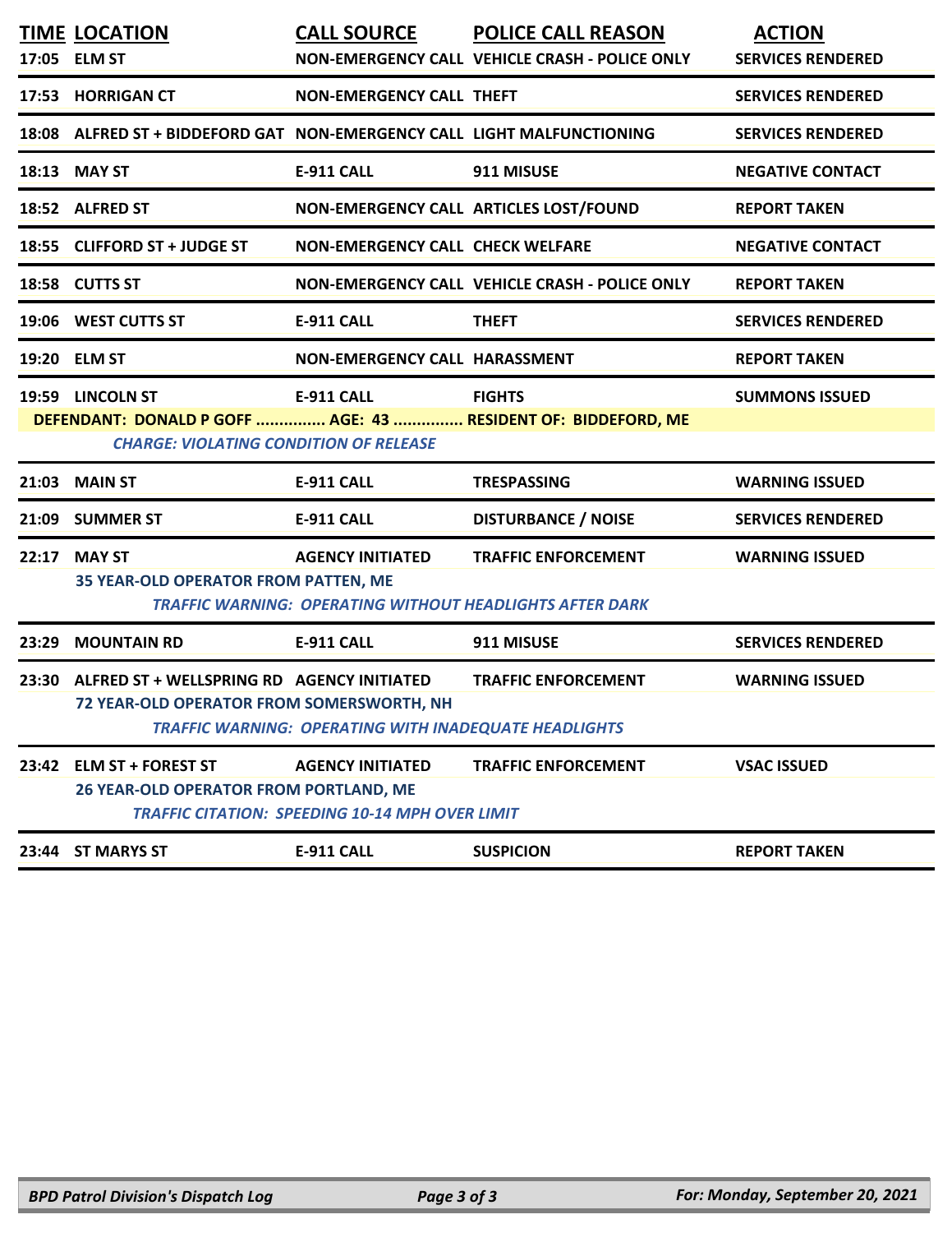| TIME | LOCATION | CALL SOURCE | POLICE CALL REASON | ACTION |
|---|---|---|---|---|
| 17:05 | ELM ST | NON-EMERGENCY CALL | VEHICLE CRASH - POLICE ONLY | SERVICES RENDERED |
| 17:53 | HORRIGAN CT | NON-EMERGENCY CALL | THEFT | SERVICES RENDERED |
| 18:08 | ALFRED ST + BIDDEFORD GAT | NON-EMERGENCY CALL | LIGHT MALFUNCTIONING | SERVICES RENDERED |
| 18:13 | MAY ST | E-911 CALL | 911 MISUSE | NEGATIVE CONTACT |
| 18:52 | ALFRED ST | NON-EMERGENCY CALL | ARTICLES LOST/FOUND | REPORT TAKEN |
| 18:55 | CLIFFORD ST + JUDGE ST | NON-EMERGENCY CALL | CHECK WELFARE | NEGATIVE CONTACT |
| 18:58 | CUTTS ST | NON-EMERGENCY CALL | VEHICLE CRASH - POLICE ONLY | REPORT TAKEN |
| 19:06 | WEST CUTTS ST | E-911 CALL | THEFT | SERVICES RENDERED |
| 19:20 | ELM ST | NON-EMERGENCY CALL | HARASSMENT | REPORT TAKEN |
| 19:59 | LINCOLN ST | E-911 CALL | FIGHTS | SUMMONS ISSUED |
| | DEFENDANT: DONALD P GOFF ............... AGE: 43 ............... RESIDENT OF: BIDDEFORD, ME | | | |
| | *CHARGE: VIOLATING CONDITION OF RELEASE* | | | |
| 21:03 | MAIN ST | E-911 CALL | TRESPASSING | WARNING ISSUED |
| 21:09 | SUMMER ST | E-911 CALL | DISTURBANCE / NOISE | SERVICES RENDERED |
| 22:17 | MAY ST | AGENCY INITIATED | TRAFFIC ENFORCEMENT | WARNING ISSUED |
| | 35 YEAR-OLD OPERATOR FROM PATTEN, ME | | | |
| | *TRAFFIC WARNING: OPERATING WITHOUT HEADLIGHTS AFTER DARK* | | | |
| 23:29 | MOUNTAIN RD | E-911 CALL | 911 MISUSE | SERVICES RENDERED |
| 23:30 | ALFRED ST + WELLSPRING RD | AGENCY INITIATED | TRAFFIC ENFORCEMENT | WARNING ISSUED |
| | 72 YEAR-OLD OPERATOR FROM SOMERSWORTH, NH | | | |
| | *TRAFFIC WARNING: OPERATING WITH INADEQUATE HEADLIGHTS* | | | |
| 23:42 | ELM ST + FOREST ST | AGENCY INITIATED | TRAFFIC ENFORCEMENT | VSAC ISSUED |
| | 26 YEAR-OLD OPERATOR FROM PORTLAND, ME | | | |
| | *TRAFFIC CITATION: SPEEDING 10-14 MPH OVER LIMIT* | | | |
| 23:44 | ST MARYS ST | E-911 CALL | SUSPICION | REPORT TAKEN |